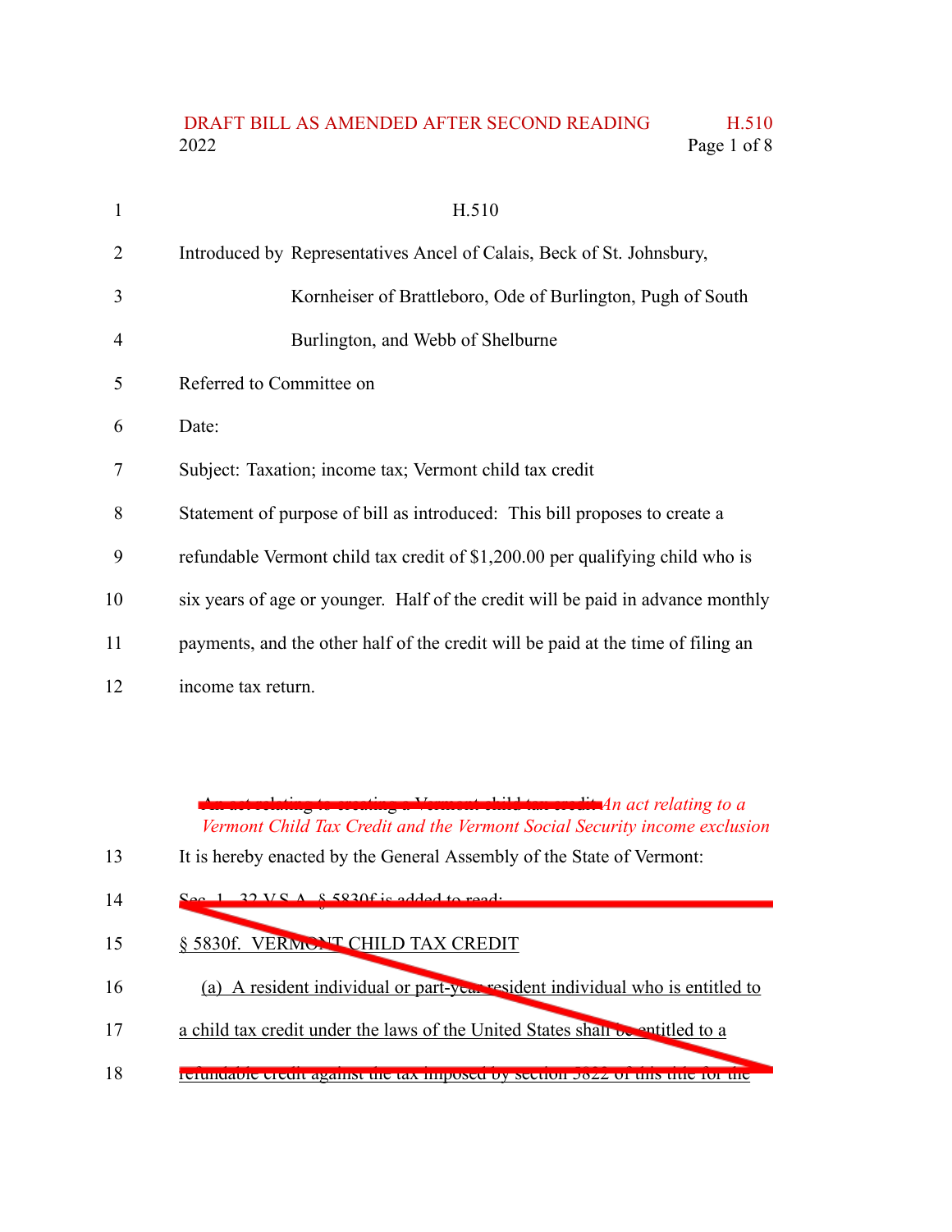H.510

Introduced by Representatives Ancel of Calais, Beck of St. Johnsbury, Kornheiser of Brattleboro, Ode of Burlington, Pugh of South Burlington, and Webb of Shelburne

Referred to Committee on

Date:

Subject: Taxation; income tax; Vermont child tax credit

Statement of purpose of bill as introduced: This bill proposes to create a refundable Vermont child tax credit of $1,200.00 per qualifying child who is six years of age or younger. Half of the credit will be paid in advance monthly payments, and the other half of the credit will be paid at the time of filing an income tax return.

~~An act relating to creating a Vermont child tax credit~~ *An act relating to a Vermont Child Tax Credit and the Vermont Social Security income exclusion*

It is hereby enacted by the General Assembly of the State of Vermont:

~~Sec. 1. 32 V.S.A. § 5830f is added to read:~~

~~§ 5830f. VERMONT CHILD TAX CREDIT~~

~~(a) A resident individual or part-year resident individual who is entitled to a child tax credit under the laws of the United States shall be entitled to a refundable credit against the tax imposed by section 5822 of this title for the~~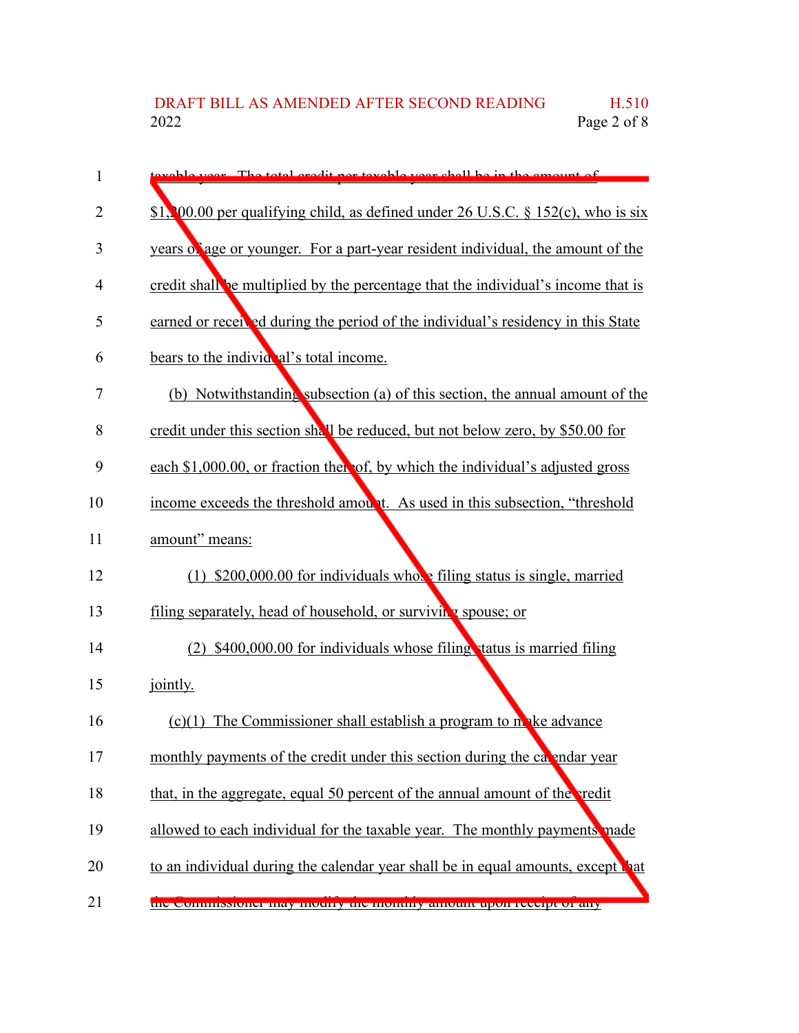taxable year. The total credit per taxable year shall be in the amount of $1,200.00 per qualifying child, as defined under 26 U.S.C. § 152(c), who is six years of age or younger. For a part-year resident individual, the amount of the credit shall be multiplied by the percentage that the individual's income that is earned or received during the period of the individual's residency in this State bears to the individual's total income.

(b) Notwithstanding subsection (a) of this section, the annual amount of the credit under this section shall be reduced, but not below zero, by $50.00 for each $1,000.00, or fraction thereof, by which the individual's adjusted gross income exceeds the threshold amount. As used in this subsection, "threshold amount" means:

(1) $200,000.00 for individuals whose filing status is single, married filing separately, head of household, or surviving spouse; or

(2) $400,000.00 for individuals whose filing status is married filing jointly.

(c)(1) The Commissioner shall establish a program to make advance monthly payments of the credit under this section during the calendar year that, in the aggregate, equal 50 percent of the annual amount of the credit allowed to each individual for the taxable year. The monthly payments made to an individual during the calendar year shall be in equal amounts, except that the Commissioner may modify the monthly amount upon receipt of any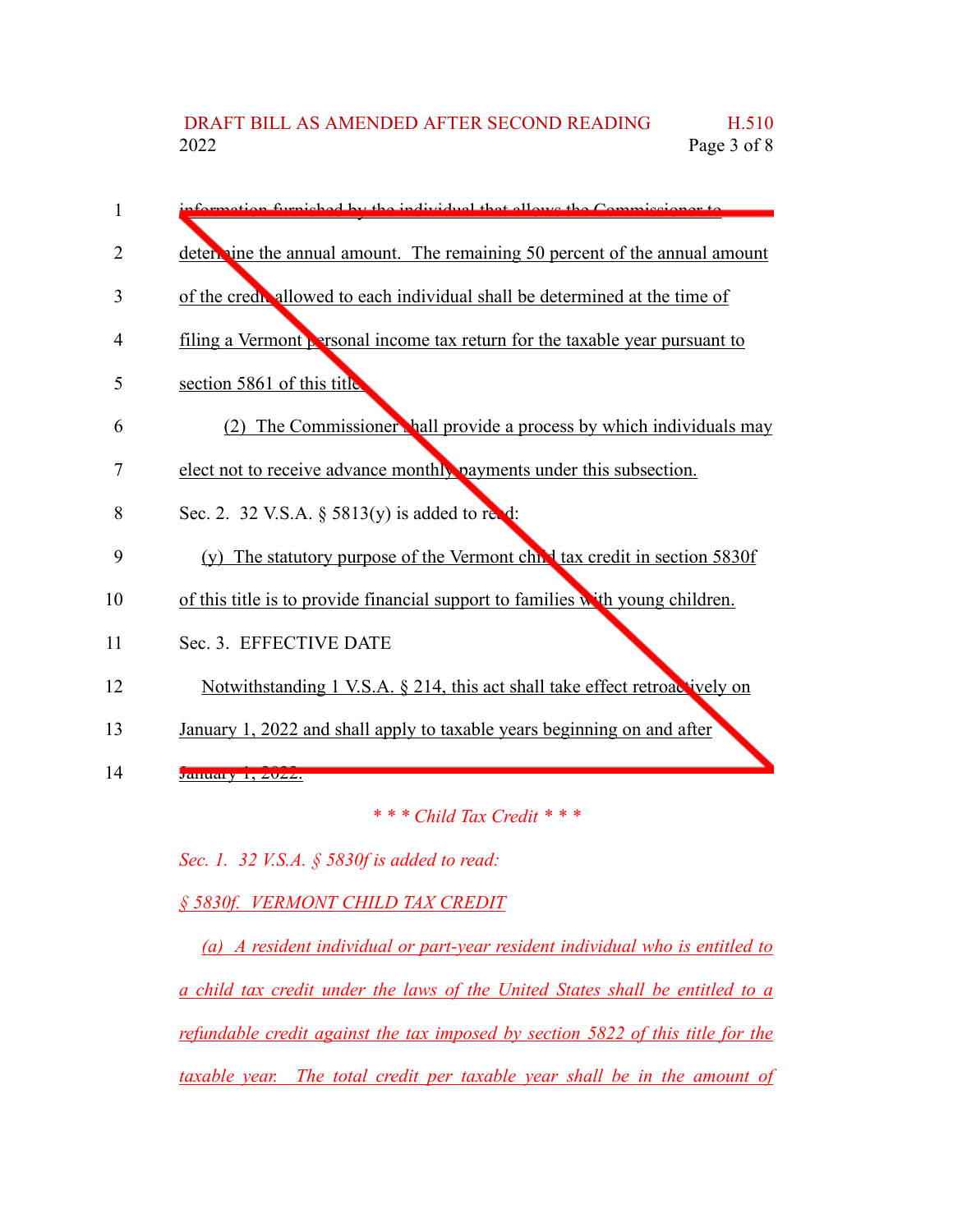information furnished by the individual that allows the Commissioner to determine the annual amount. The remaining 50 percent of the annual amount of the credit allowed to each individual shall be determined at the time of filing a Vermont personal income tax return for the taxable year pursuant to section 5861 of this title.

(2) The Commissioner shall provide a process by which individuals may elect not to receive advance monthly payments under this subsection.

Sec. 2. 32 V.S.A. § 5813(y) is added to read:

(y) The statutory purpose of the Vermont child tax credit in section 5830f of this title is to provide financial support to families with young children.

Sec. 3. EFFECTIVE DATE

Notwithstanding 1 V.S.A. § 214, this act shall take effect retroactively on January 1, 2022 and shall apply to taxable years beginning on and after January 1, 2022.

*\* \* \* Child Tax Credit \* \* \**

*Sec. 1. 32 V.S.A. § 5830f is added to read:*

*§ 5830f. VERMONT CHILD TAX CREDIT*

*(a) A resident individual or part-year resident individual who is entitled to a child tax credit under the laws of the United States shall be entitled to a refundable credit against the tax imposed by section 5822 of this title for the taxable year. The total credit per taxable year shall be in the amount of*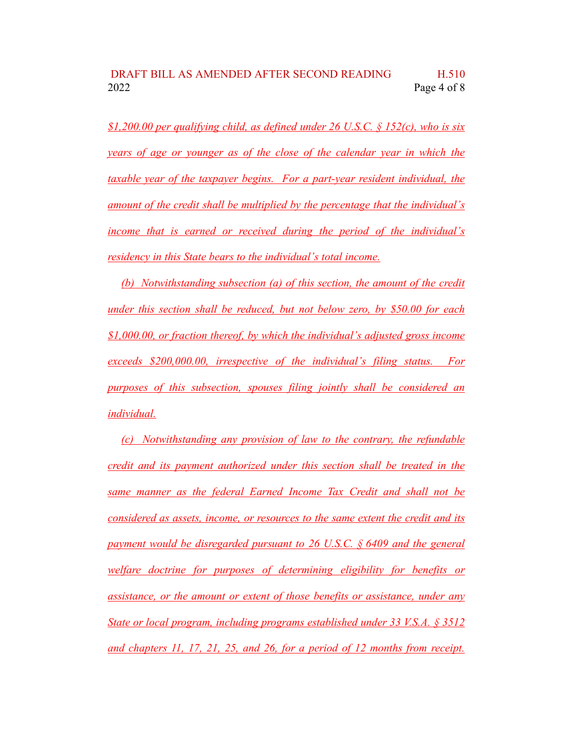$1,200.00 per qualifying child, as defined under 26 U.S.C. § 152(c), who is six years of age or younger as of the close of the calendar year in which the taxable year of the taxpayer begins. For a part-year resident individual, the amount of the credit shall be multiplied by the percentage that the individual's income that is earned or received during the period of the individual's residency in this State bears to the individual's total income.

(b) Notwithstanding subsection (a) of this section, the amount of the credit under this section shall be reduced, but not below zero, by $50.00 for each $1,000.00, or fraction thereof, by which the individual's adjusted gross income exceeds $200,000.00, irrespective of the individual's filing status. For purposes of this subsection, spouses filing jointly shall be considered an individual.

(c) Notwithstanding any provision of law to the contrary, the refundable credit and its payment authorized under this section shall be treated in the same manner as the federal Earned Income Tax Credit and shall not be considered as assets, income, or resources to the same extent the credit and its payment would be disregarded pursuant to 26 U.S.C. § 6409 and the general welfare doctrine for purposes of determining eligibility for benefits or assistance, or the amount or extent of those benefits or assistance, under any State or local program, including programs established under 33 V.S.A. § 3512 and chapters 11, 17, 21, 25, and 26, for a period of 12 months from receipt.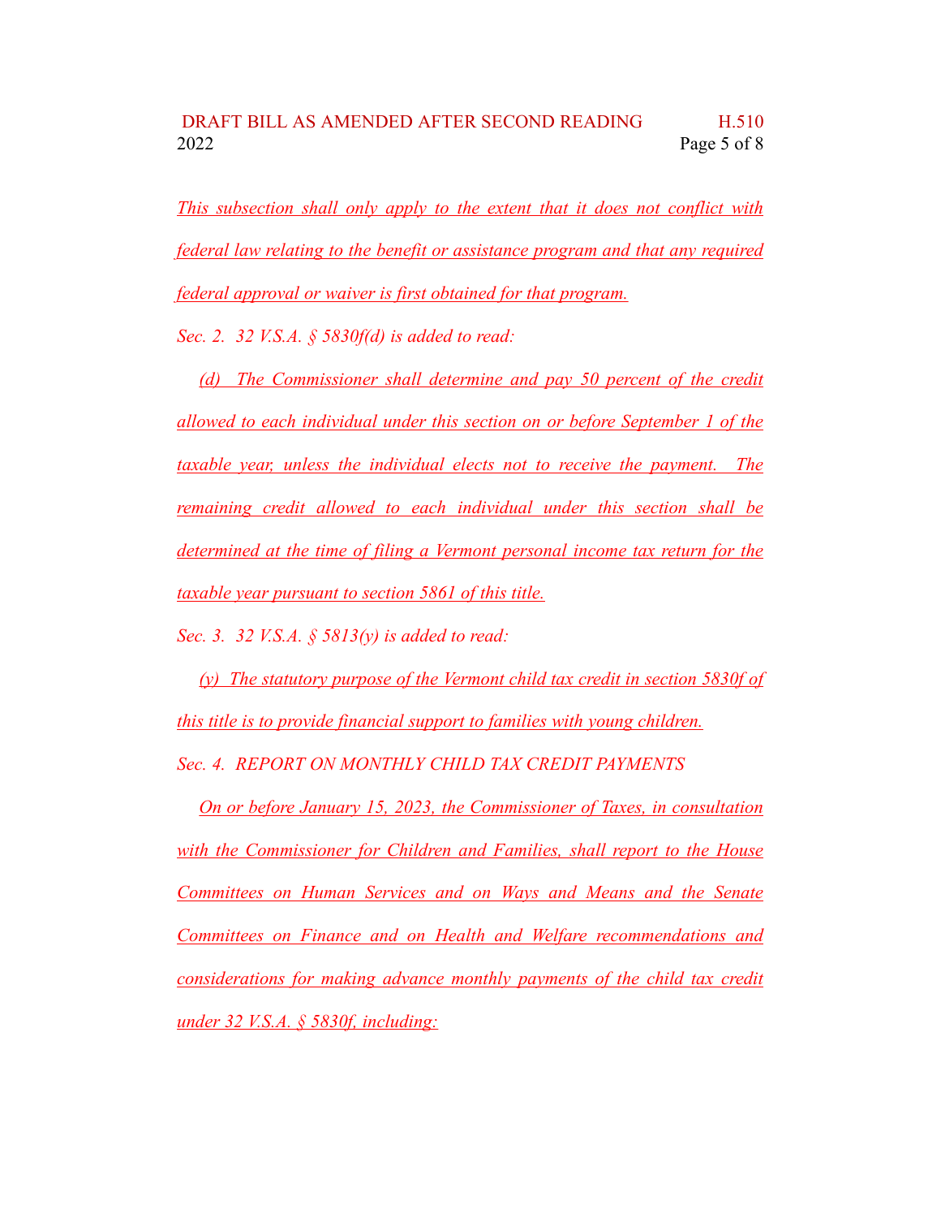This subsection shall only apply to the extent that it does not conflict with federal law relating to the benefit or assistance program and that any required federal approval or waiver is first obtained for that program.

*Sec. 2. 32 V.S.A. § 5830f(d) is added to read:*

(d) The Commissioner shall determine and pay 50 percent of the credit allowed to each individual under this section on or before September 1 of the taxable year, unless the individual elects not to receive the payment. The remaining credit allowed to each individual under this section shall be determined at the time of filing a Vermont personal income tax return for the taxable year pursuant to section 5861 of this title.

*Sec. 3. 32 V.S.A. § 5813(y) is added to read:*

(y) The statutory purpose of the Vermont child tax credit in section 5830f of this title is to provide financial support to families with young children.

*Sec. 4. REPORT ON MONTHLY CHILD TAX CREDIT PAYMENTS*

On or before January 15, 2023, the Commissioner of Taxes, in consultation with the Commissioner for Children and Families, shall report to the House Committees on Human Services and on Ways and Means and the Senate Committees on Finance and on Health and Welfare recommendations and considerations for making advance monthly payments of the child tax credit under 32 V.S.A. § 5830f, including: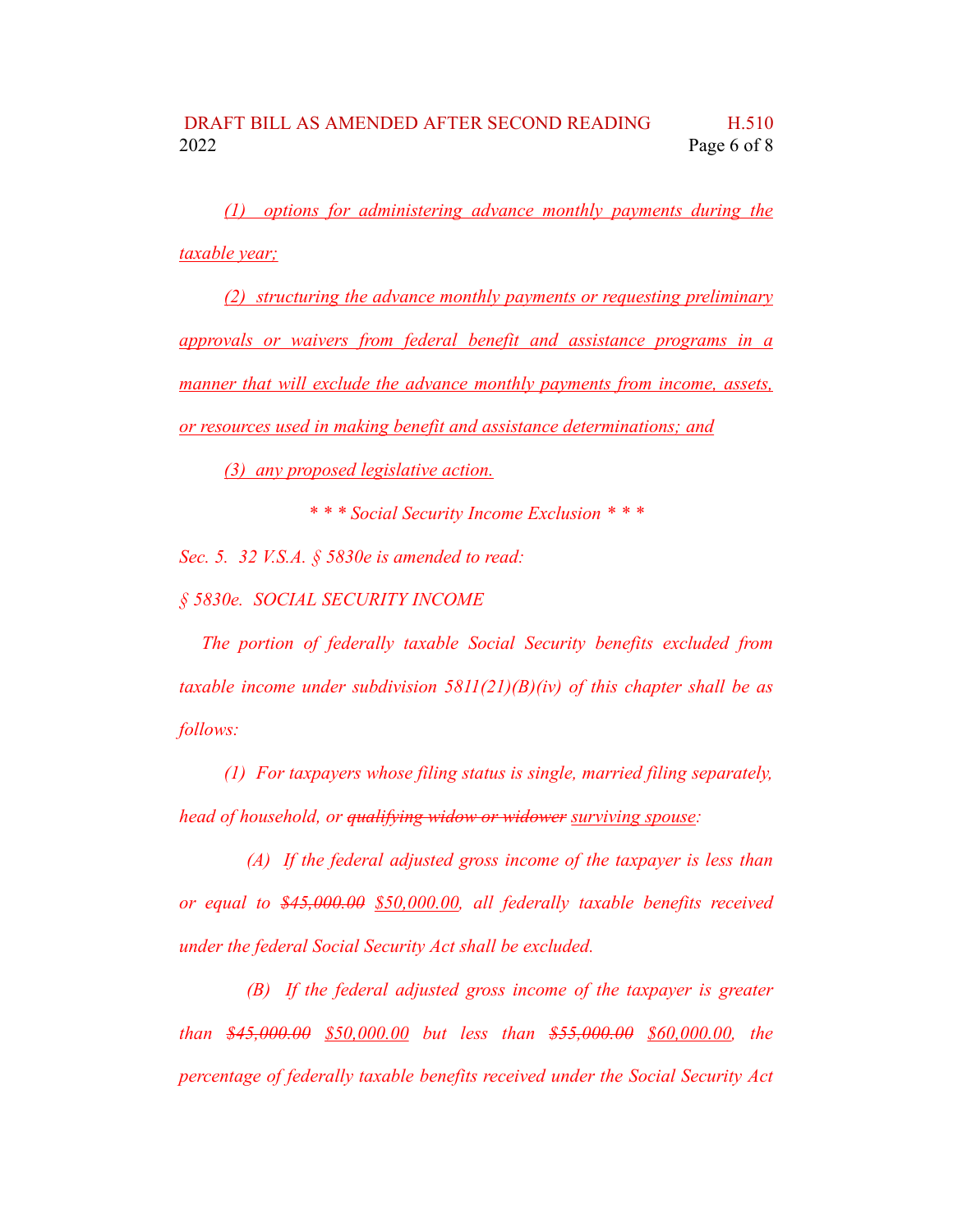(1) options for administering advance monthly payments during the taxable year;

(2) structuring the advance monthly payments or requesting preliminary approvals or waivers from federal benefit and assistance programs in a manner that will exclude the advance monthly payments from income, assets, or resources used in making benefit and assistance determinations; and

(3) any proposed legislative action.

*\* \* \* Social Security Income Exclusion \* \* \**

*Sec. 5. 32 V.S.A. § 5830e is amended to read:*

*§ 5830e. SOCIAL SECURITY INCOME*

*The portion of federally taxable Social Security benefits excluded from taxable income under subdivision 5811(21)(B)(iv) of this chapter shall be as follows:*

*(1) For taxpayers whose filing status is single, married filing separately, head of household, or ~~qualifying widow or widower~~ surviving spouse:*

*(A) If the federal adjusted gross income of the taxpayer is less than or equal to ~~$45,000.00~~ $50,000.00, all federally taxable benefits received under the federal Social Security Act shall be excluded.*

*(B) If the federal adjusted gross income of the taxpayer is greater than ~~$45,000.00~~ $50,000.00 but less than ~~$55,000.00~~ $60,000.00, the percentage of federally taxable benefits received under the Social Security Act*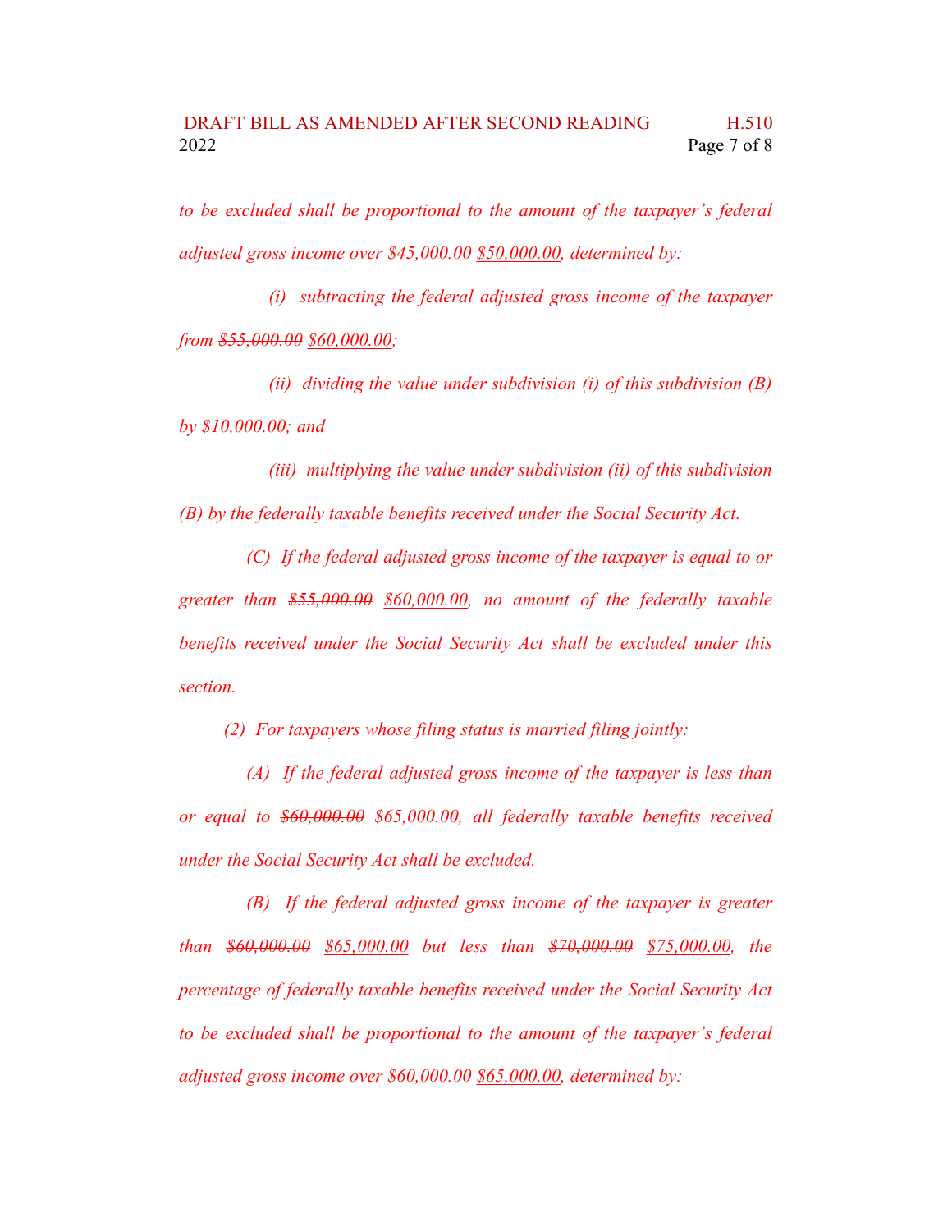*to be excluded shall be proportional to the amount of the taxpayer's federal adjusted gross income over ~~$45,000.00~~ <u>$50,000.00</u>, determined by:*

*(i) subtracting the federal adjusted gross income of the taxpayer from ~~$55,000.00~~ <u>$60,000.00</u>;*

*(ii) dividing the value under subdivision (i) of this subdivision (B) by $10,000.00; and*

*(iii) multiplying the value under subdivision (ii) of this subdivision (B) by the federally taxable benefits received under the Social Security Act.*

*(C) If the federal adjusted gross income of the taxpayer is equal to or greater than ~~$55,000.00~~ <u>$60,000.00</u>, no amount of the federally taxable benefits received under the Social Security Act shall be excluded under this section.*

*(2) For taxpayers whose filing status is married filing jointly:*

*(A) If the federal adjusted gross income of the taxpayer is less than or equal to ~~$60,000.00~~ <u>$65,000.00</u>, all federally taxable benefits received under the Social Security Act shall be excluded.*

*(B) If the federal adjusted gross income of the taxpayer is greater than ~~$60,000.00~~ <u>$65,000.00</u> but less than ~~$70,000.00~~ <u>$75,000.00</u>, the percentage of federally taxable benefits received under the Social Security Act to be excluded shall be proportional to the amount of the taxpayer's federal adjusted gross income over ~~$60,000.00~~ <u>$65,000.00</u>, determined by:*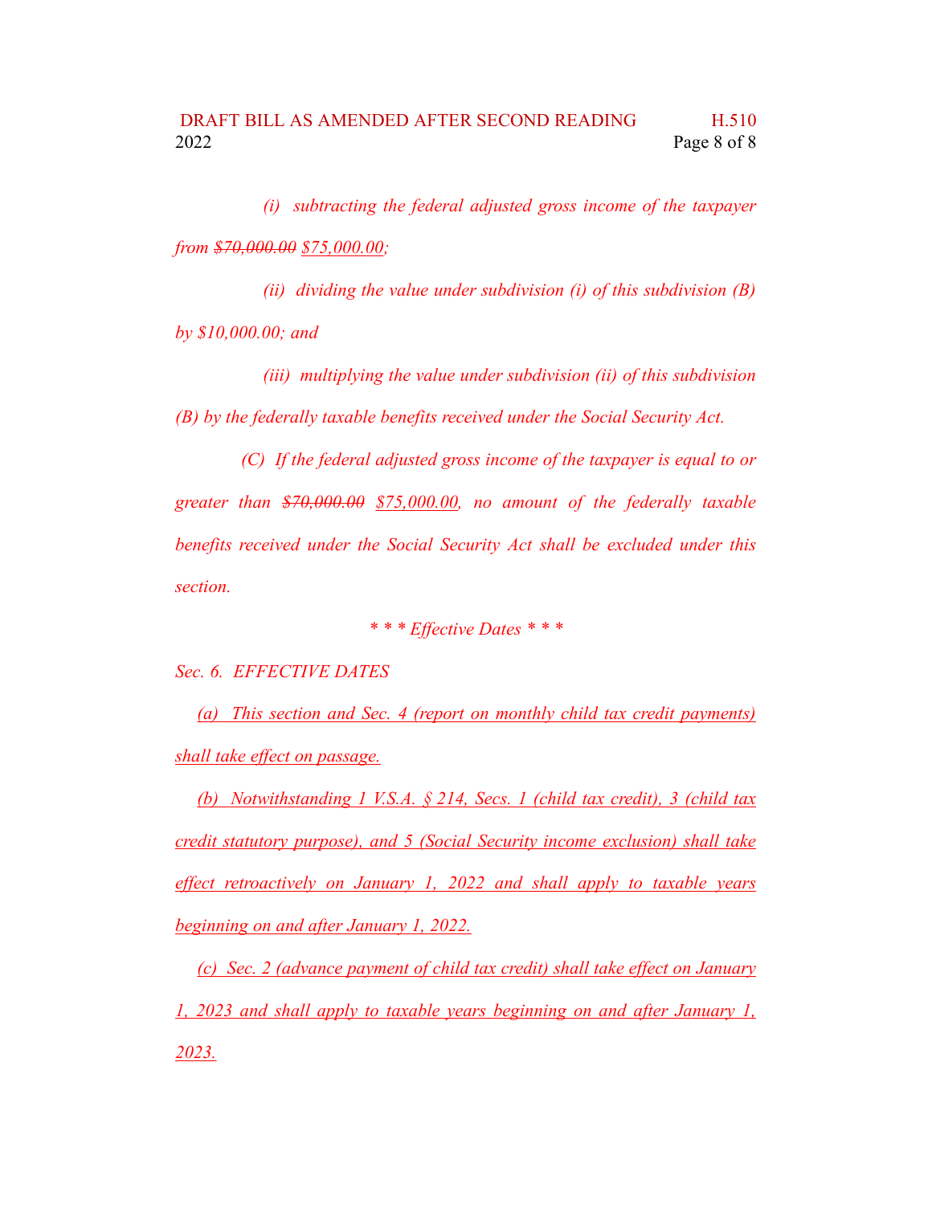*(i) subtracting the federal adjusted gross income of the taxpayer from ~~$70,000.00~~ <u>$75,000.00</u>;*

*(ii) dividing the value under subdivision (i) of this subdivision (B) by $10,000.00; and*

*(iii) multiplying the value under subdivision (ii) of this subdivision (B) by the federally taxable benefits received under the Social Security Act.*

*(C) If the federal adjusted gross income of the taxpayer is equal to or greater than ~~$70,000.00~~ <u>$75,000.00</u>, no amount of the federally taxable benefits received under the Social Security Act shall be excluded under this section.*

*\* \* \* Effective Dates \* \* \**

*Sec. 6. EFFECTIVE DATES*

*<u>(a) This section and Sec. 4 (report on monthly child tax credit payments) shall take effect on passage.</u>*

*<u>(b) Notwithstanding 1 V.S.A. § 214, Secs. 1 (child tax credit), 3 (child tax credit statutory purpose), and 5 (Social Security income exclusion) shall take effect retroactively on January 1, 2022 and shall apply to taxable years beginning on and after January 1, 2022.</u>*

*<u>(c) Sec. 2 (advance payment of child tax credit) shall take effect on January 1, 2023 and shall apply to taxable years beginning on and after January 1, 2023.</u>*